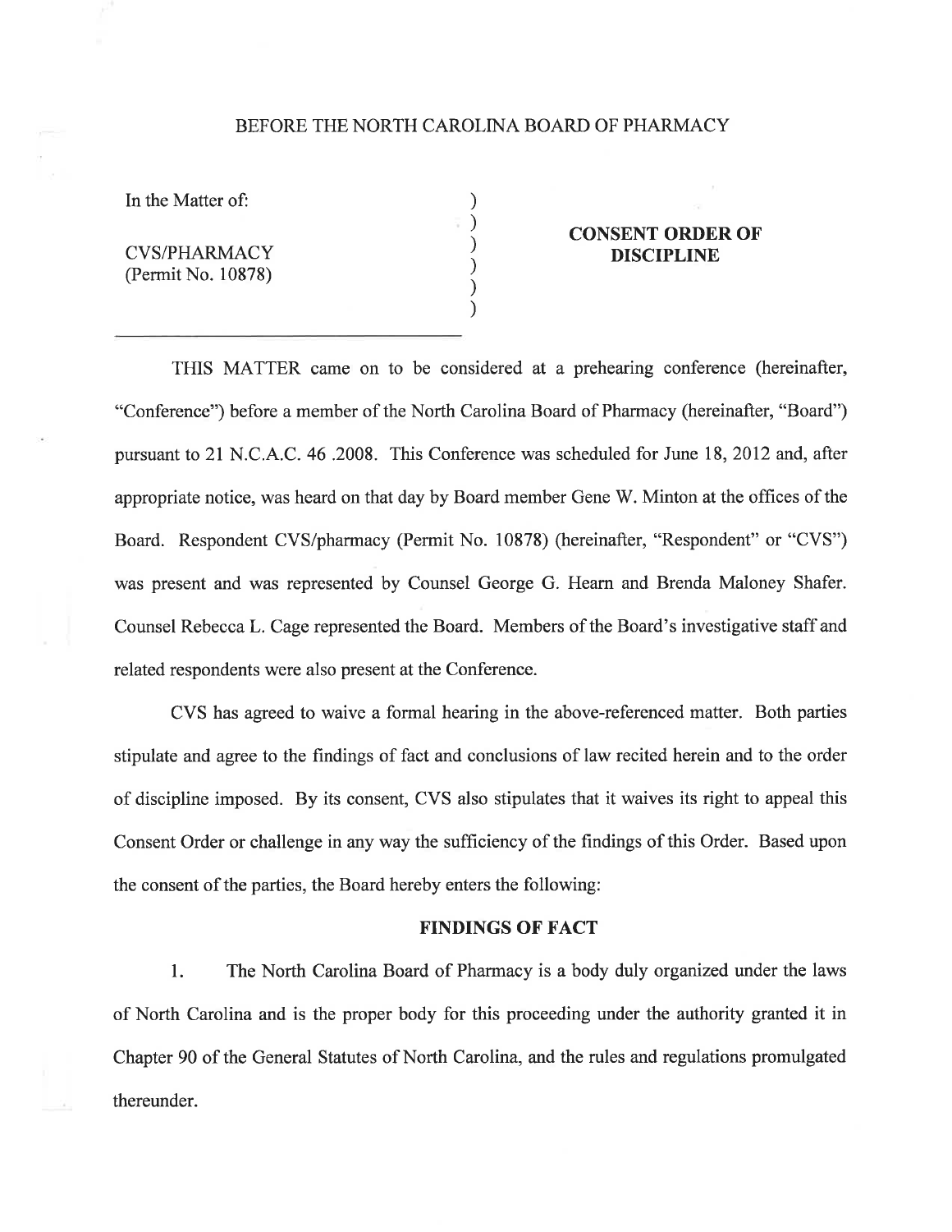BEFORE THE NORTH CAROLINA BOARD OF PHARMACY

In the Matter of:

CVS/PHARMACY
(Permit No. 10878)

**CONSENT ORDER OF DISCIPLINE**

THIS MATTER came on to be considered at a prehearing conference (hereinafter, "Conference") before a member of the North Carolina Board of Pharmacy (hereinafter, "Board") pursuant to 21 N.C.A.C. 46 .2008. This Conference was scheduled for June 18, 2012 and, after appropriate notice, was heard on that day by Board member Gene W. Minton at the offices of the Board. Respondent CVS/pharmacy (Permit No. 10878) (hereinafter, "Respondent" or "CVS") was present and was represented by Counsel George G. Hearn and Brenda Maloney Shafer. Counsel Rebecca L. Cage represented the Board. Members of the Board's investigative staff and related respondents were also present at the Conference.

CVS has agreed to waive a formal hearing in the above-referenced matter. Both parties stipulate and agree to the findings of fact and conclusions of law recited herein and to the order of discipline imposed. By its consent, CVS also stipulates that it waives its right to appeal this Consent Order or challenge in any way the sufficiency of the findings of this Order. Based upon the consent of the parties, the Board hereby enters the following:

## FINDINGS OF FACT

1. The North Carolina Board of Pharmacy is a body duly organized under the laws of North Carolina and is the proper body for this proceeding under the authority granted it in Chapter 90 of the General Statutes of North Carolina, and the rules and regulations promulgated thereunder.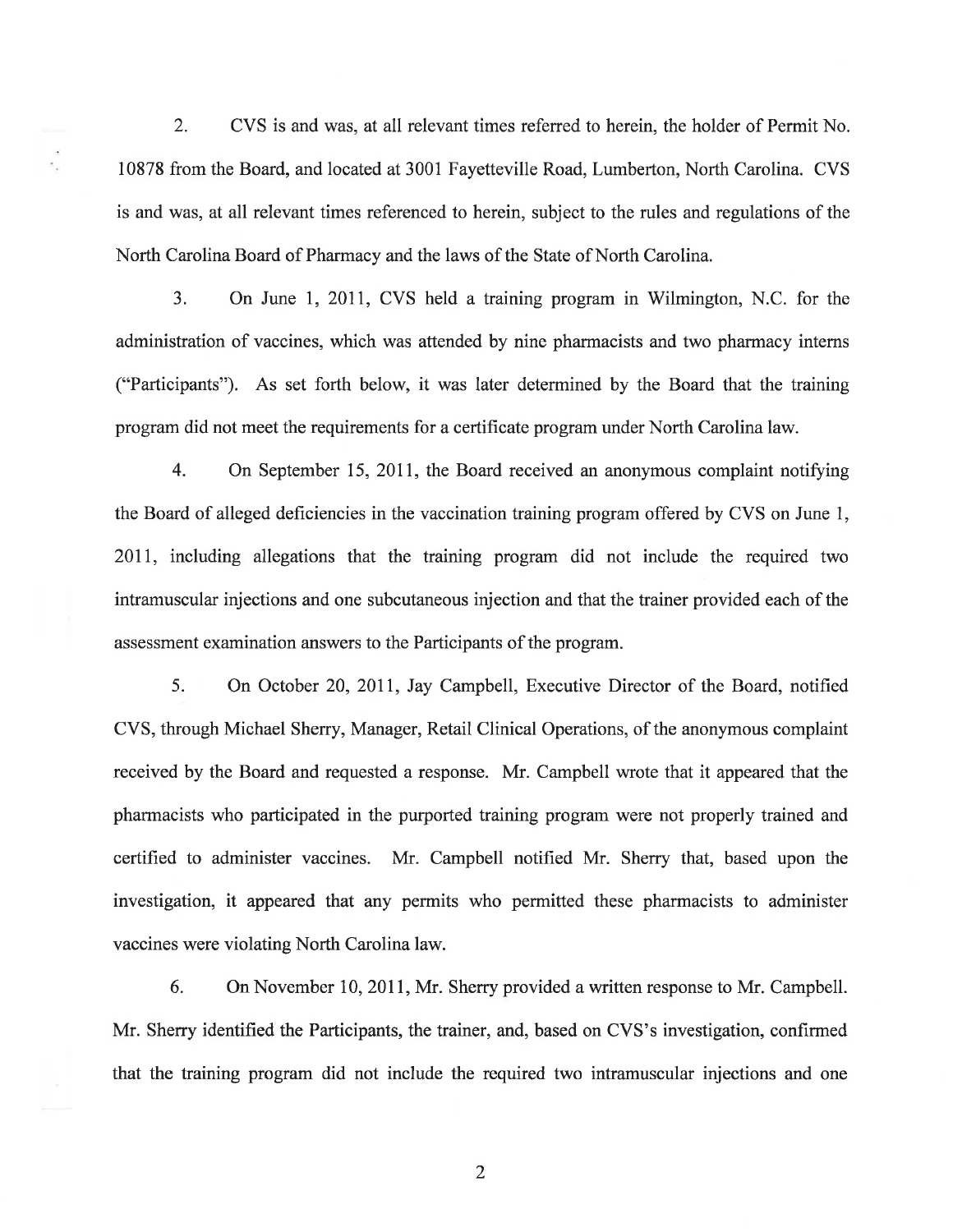2. CVS is and was, at all relevant times referred to herein, the holder of Permit No. 10878 from the Board, and located at 3001 Fayetteville Road, Lumberton, North Carolina. CVS is and was, at all relevant times referenced to herein, subject to the rules and regulations of the North Carolina Board of Pharmacy and the laws of the State of North Carolina.

3. On June 1, 2011, CVS held a training program in Wilmington, N.C. for the administration of vaccines, which was attended by nine pharmacists and two pharmacy interns ("Participants"). As set forth below, it was later determined by the Board that the training program did not meet the requirements for a certificate program under North Carolina law.

4. On September 15, 2011, the Board received an anonymous complaint notifying the Board of alleged deficiencies in the vaccination training program offered by CVS on June 1, 2011, including allegations that the training program did not include the required two intramuscular injections and one subcutaneous injection and that the trainer provided each of the assessment examination answers to the Participants of the program.

5. On October 20, 2011, Jay Campbell, Executive Director of the Board, notified CVS, through Michael Sherry, Manager, Retail Clinical Operations, of the anonymous complaint received by the Board and requested a response. Mr. Campbell wrote that it appeared that the pharmacists who participated in the purported training program were not properly trained and certified to administer vaccines. Mr. Campbell notified Mr. Sherry that, based upon the investigation, it appeared that any permits who permitted these pharmacists to administer vaccines were violating North Carolina law.

6. On November 10, 2011, Mr. Sherry provided a written response to Mr. Campbell. Mr. Sherry identified the Participants, the trainer, and, based on CVS's investigation, confirmed that the training program did not include the required two intramuscular injections and one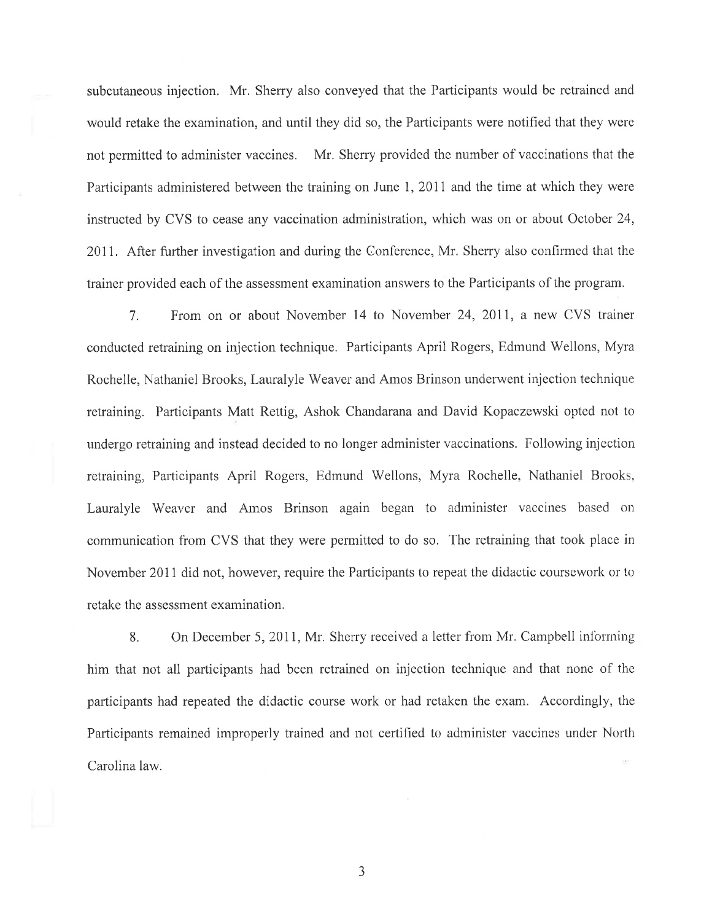subcutaneous injection. Mr. Sherry also conveyed that the Participants would be retrained and would retake the examination, and until they did so, the Participants were notified that they were not permitted to administer vaccines. Mr. Sherry provided the number of vaccinations that the Participants administered between the training on June 1, 2011 and the time at which they were instructed by CVS to cease any vaccination administration, which was on or about October 24, 2011. After further investigation and during the Conference, Mr. Sherry also confirmed that the trainer provided each of the assessment examination answers to the Participants of the program.

7. From on or about November 14 to November 24, 2011, a new CVS trainer conducted retraining on injection technique. Participants April Rogers, Edmund Wellons, Myra Rochelle, Nathaniel Brooks, Lauralyle Weaver and Amos Brinson underwent injection technique retraining. Participants Matt Rettig, Ashok Chandarana and David Kopaczewski opted not to undergo retraining and instead decided to no longer administer vaccinations. Following injection retraining, Participants April Rogers, Edmund Wellons, Myra Rochelle, Nathaniel Brooks, Lauralyle Weaver and Amos Brinson again began to administer vaccines based on communication from CVS that they were permitted to do so. The retraining that took place in November 2011 did not, however, require the Participants to repeat the didactic coursework or to retake the assessment examination.

8. On December 5, 2011, Mr. Sherry received a letter from Mr. Campbell informing him that not all participants had been retrained on injection technique and that none of the participants had repeated the didactic course work or had retaken the exam. Accordingly, the Participants remained improperly trained and not certified to administer vaccines under North Carolina law.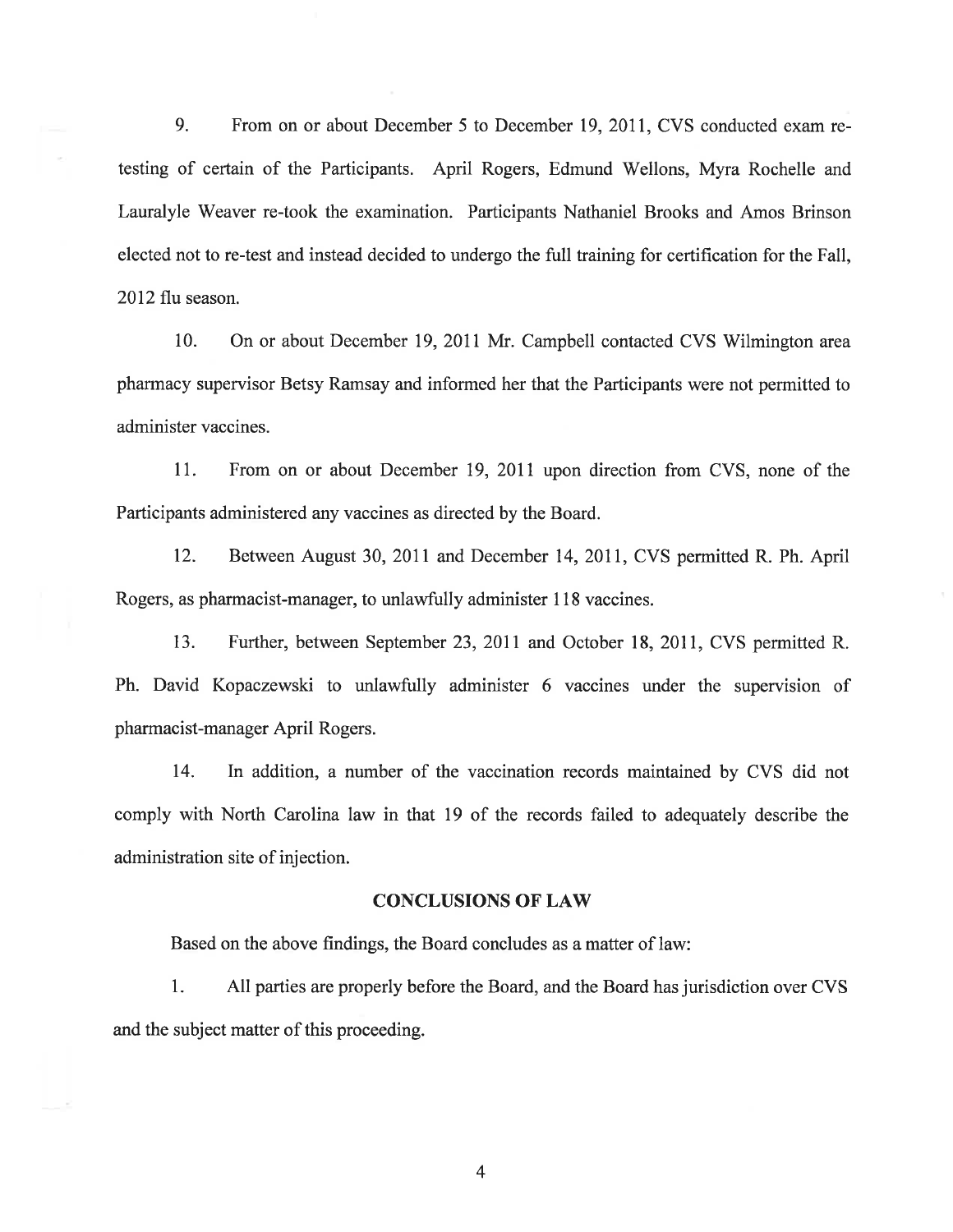9. From on or about December 5 to December 19, 2011, CVS conducted exam re-testing of certain of the Participants. April Rogers, Edmund Wellons, Myra Rochelle and Lauralyle Weaver re-took the examination. Participants Nathaniel Brooks and Amos Brinson elected not to re-test and instead decided to undergo the full training for certification for the Fall, 2012 flu season.

10. On or about December 19, 2011 Mr. Campbell contacted CVS Wilmington area pharmacy supervisor Betsy Ramsay and informed her that the Participants were not permitted to administer vaccines.

11. From on or about December 19, 2011 upon direction from CVS, none of the Participants administered any vaccines as directed by the Board.

12. Between August 30, 2011 and December 14, 2011, CVS permitted R. Ph. April Rogers, as pharmacist-manager, to unlawfully administer 118 vaccines.

13. Further, between September 23, 2011 and October 18, 2011, CVS permitted R. Ph. David Kopaczewski to unlawfully administer 6 vaccines under the supervision of pharmacist-manager April Rogers.

14. In addition, a number of the vaccination records maintained by CVS did not comply with North Carolina law in that 19 of the records failed to adequately describe the administration site of injection.

## CONCLUSIONS OF LAW

Based on the above findings, the Board concludes as a matter of law:

1. All parties are properly before the Board, and the Board has jurisdiction over CVS and the subject matter of this proceeding.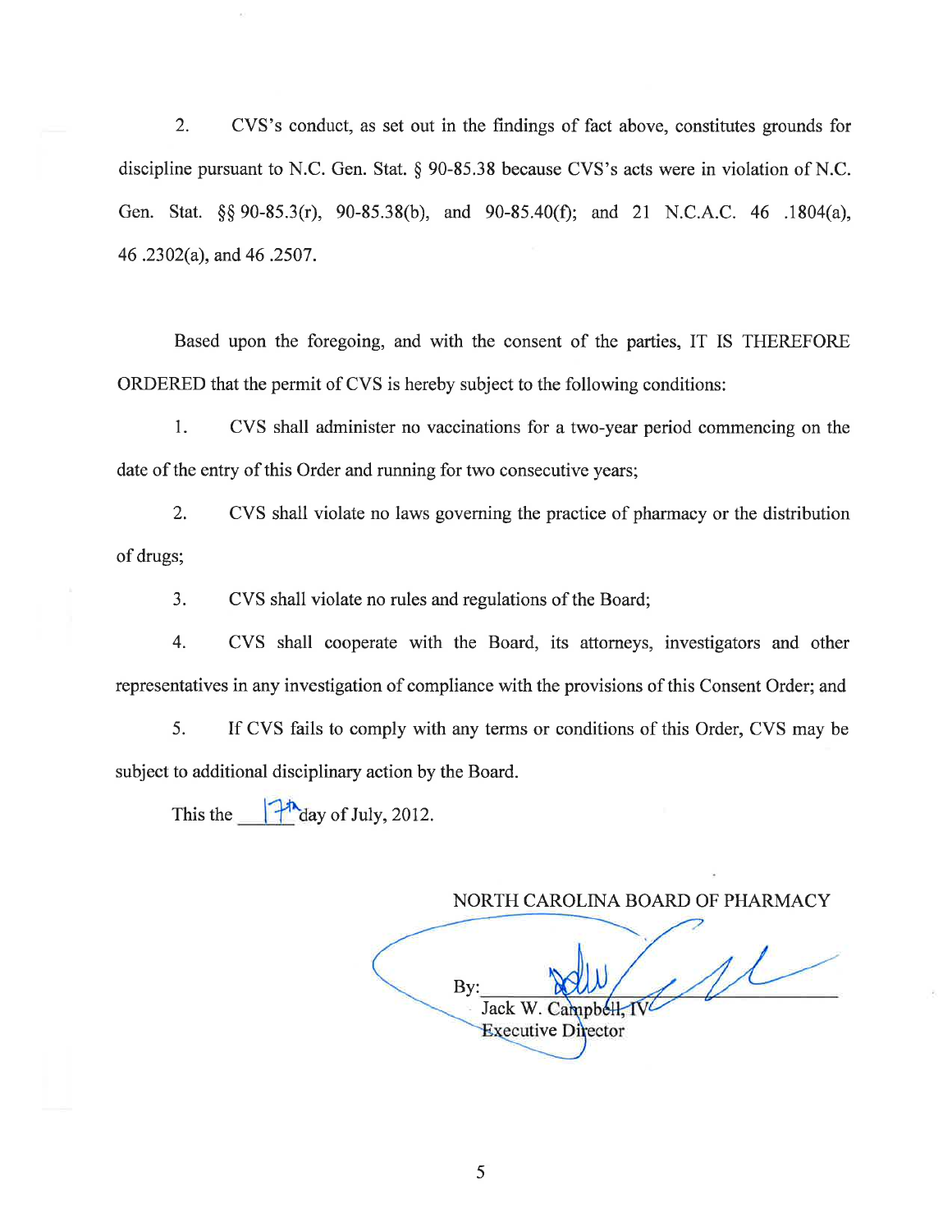2. CVS's conduct, as set out in the findings of fact above, constitutes grounds for discipline pursuant to N.C. Gen. Stat. § 90-85.38 because CVS's acts were in violation of N.C. Gen. Stat. §§ 90-85.3(r), 90-85.38(b), and 90-85.40(f); and 21 N.C.A.C. 46 .1804(a), 46 .2302(a), and 46 .2507.

Based upon the foregoing, and with the consent of the parties, IT IS THEREFORE ORDERED that the permit of CVS is hereby subject to the following conditions:

1. CVS shall administer no vaccinations for a two-year period commencing on the date of the entry of this Order and running for two consecutive years;

2. CVS shall violate no laws governing the practice of pharmacy or the distribution of drugs;

3. CVS shall violate no rules and regulations of the Board;

4. CVS shall cooperate with the Board, its attorneys, investigators and other representatives in any investigation of compliance with the provisions of this Consent Order; and

5. If CVS fails to comply with any terms or conditions of this Order, CVS may be subject to additional disciplinary action by the Board.

This the 17th day of July, 2012.

NORTH CAROLINA BOARD OF PHARMACY

By: ______________________
Jack W. Campbell, IV
Executive Director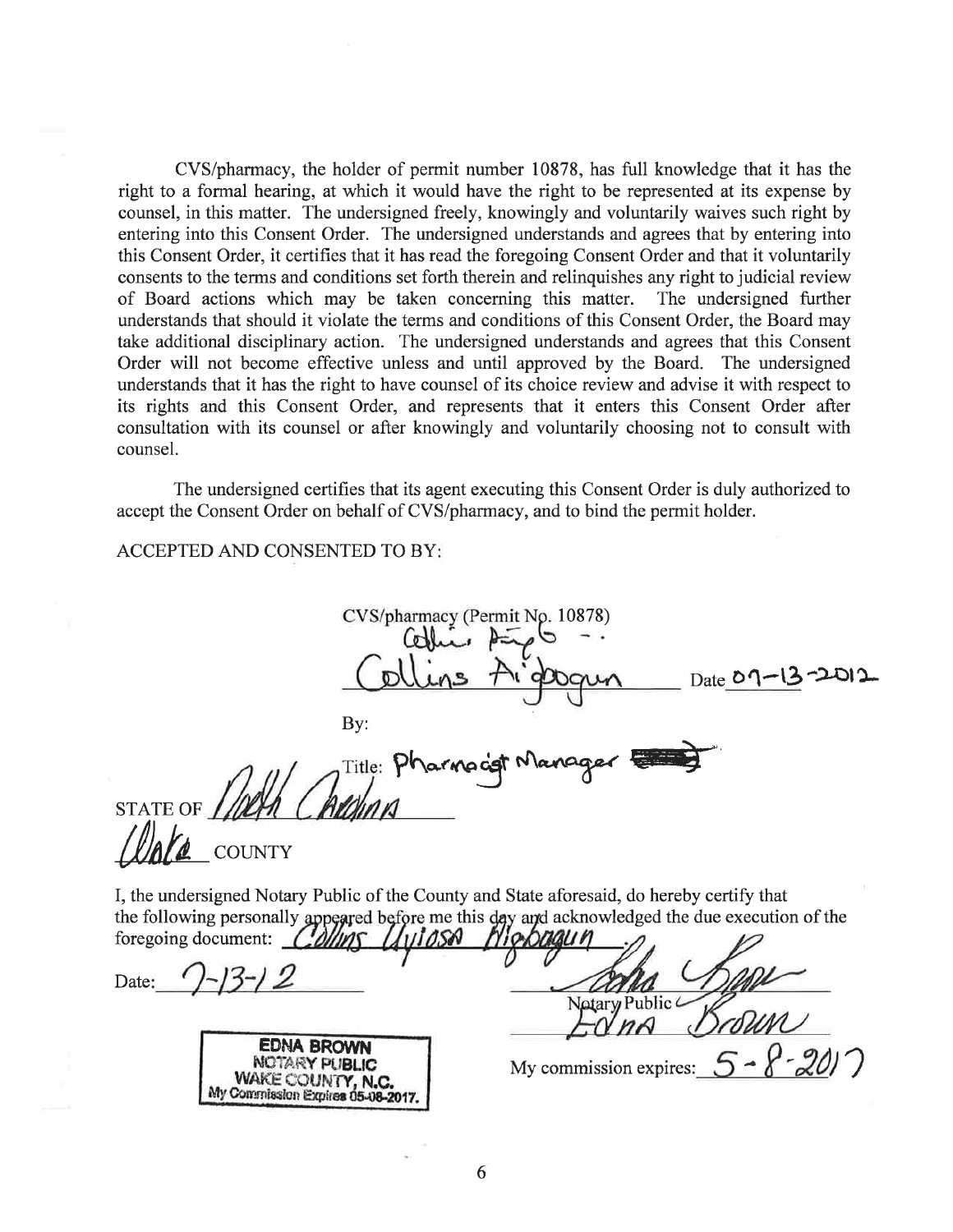CVS/pharmacy, the holder of permit number 10878, has full knowledge that it has the right to a formal hearing, at which it would have the right to be represented at its expense by counsel, in this matter. The undersigned freely, knowingly and voluntarily waives such right by entering into this Consent Order. The undersigned understands and agrees that by entering into this Consent Order, it certifies that it has read the foregoing Consent Order and that it voluntarily consents to the terms and conditions set forth therein and relinquishes any right to judicial review of Board actions which may be taken concerning this matter. The undersigned further understands that should it violate the terms and conditions of this Consent Order, the Board may take additional disciplinary action. The undersigned understands and agrees that this Consent Order will not become effective unless and until approved by the Board. The undersigned understands that it has the right to have counsel of its choice review and advise it with respect to its rights and this Consent Order, and represents that it enters this Consent Order after consultation with its counsel or after knowingly and voluntarily choosing not to consult with counsel.

The undersigned certifies that its agent executing this Consent Order is duly authorized to accept the Consent Order on behalf of CVS/pharmacy, and to bind the permit holder.

ACCEPTED AND CONSENTED TO BY:

CVS/pharmacy (Permit No. 10878)

Collins Aigbogun Date 07-13-2012

By:

Title: Pharmacist Manager

STATE OF North Carolina

Wake COUNTY

I, the undersigned Notary Public of the County and State aforesaid, do hereby certify that the following personally appeared before me this day and acknowledged the due execution of the foregoing document: Collins Uyiosa Aigbogun

Date: 7-13-12

Notary Public Edna Brown

My commission expires: 5-8-2017

EDNA BROWN
NOTARY PUBLIC
WAKE COUNTY, N.C.
My Commission Expires 05-08-2017.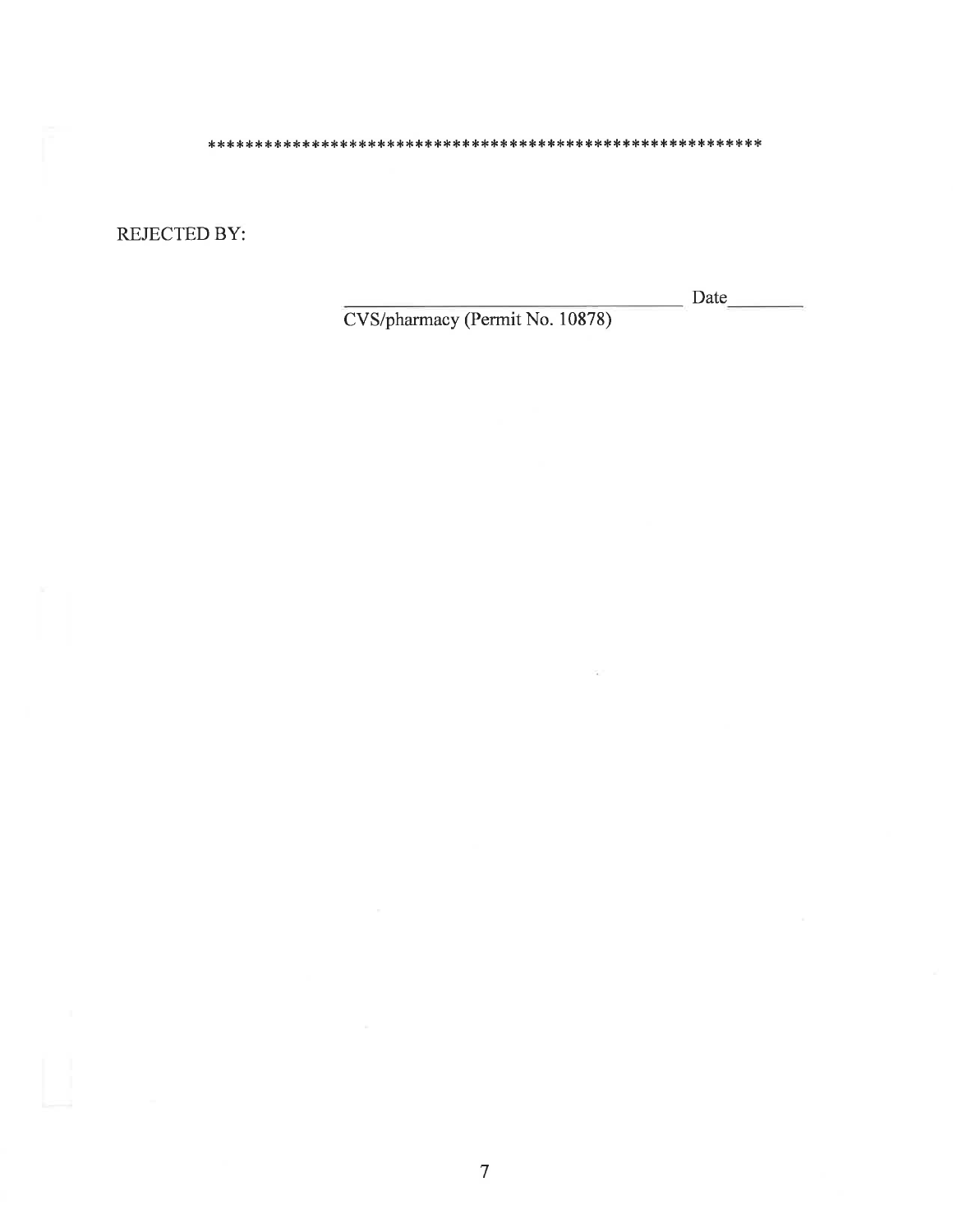************************************************************

REJECTED BY:

_________________________________ Date________

CVS/pharmacy (Permit No. 10878)